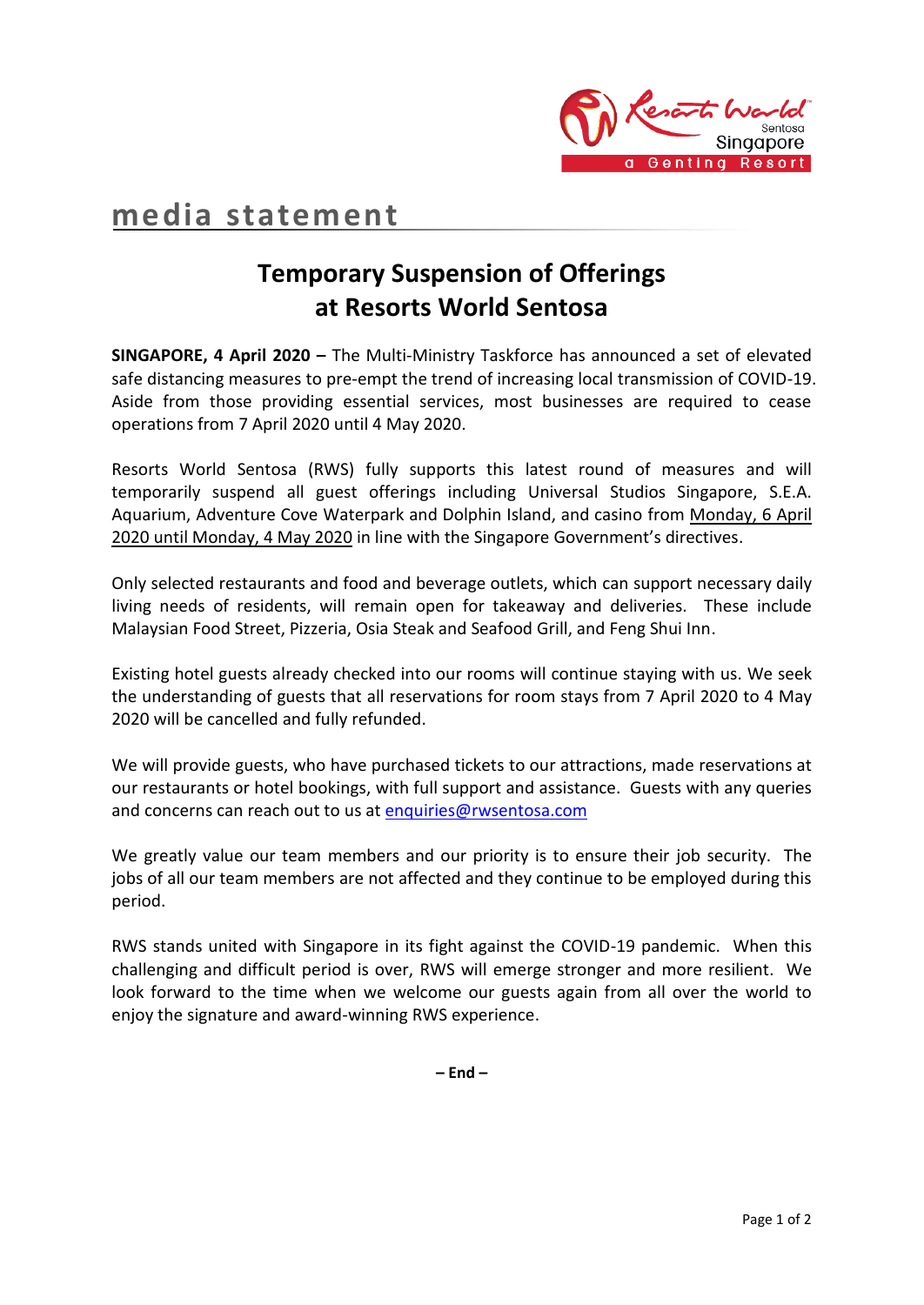media statement

# Temporary Suspension of Offerings at Resorts World Sentosa

**SINGAPORE, 4 April 2020 –** The Multi-Ministry Taskforce has announced a set of elevated safe distancing measures to pre-empt the trend of increasing local transmission of COVID-19. Aside from those providing essential services, most businesses are required to cease operations from 7 April 2020 until 4 May 2020.

Resorts World Sentosa (RWS) fully supports this latest round of measures and will temporarily suspend all guest offerings including Universal Studios Singapore, S.E.A. Aquarium, Adventure Cove Waterpark and Dolphin Island, and casino from Monday, 6 April 2020 until Monday, 4 May 2020 in line with the Singapore Government's directives.

Only selected restaurants and food and beverage outlets, which can support necessary daily living needs of residents, will remain open for takeaway and deliveries. These include Malaysian Food Street, Pizzeria, Osia Steak and Seafood Grill, and Feng Shui Inn.

Existing hotel guests already checked into our rooms will continue staying with us. We seek the understanding of guests that all reservations for room stays from 7 April 2020 to 4 May 2020 will be cancelled and fully refunded.

We will provide guests, who have purchased tickets to our attractions, made reservations at our restaurants or hotel bookings, with full support and assistance. Guests with any queries and concerns can reach out to us at enquiries@rwsentosa.com

We greatly value our team members and our priority is to ensure their job security. The jobs of all our team members are not affected and they continue to be employed during this period.

RWS stands united with Singapore in its fight against the COVID-19 pandemic. When this challenging and difficult period is over, RWS will emerge stronger and more resilient. We look forward to the time when we welcome our guests again from all over the world to enjoy the signature and award-winning RWS experience.

**– End –**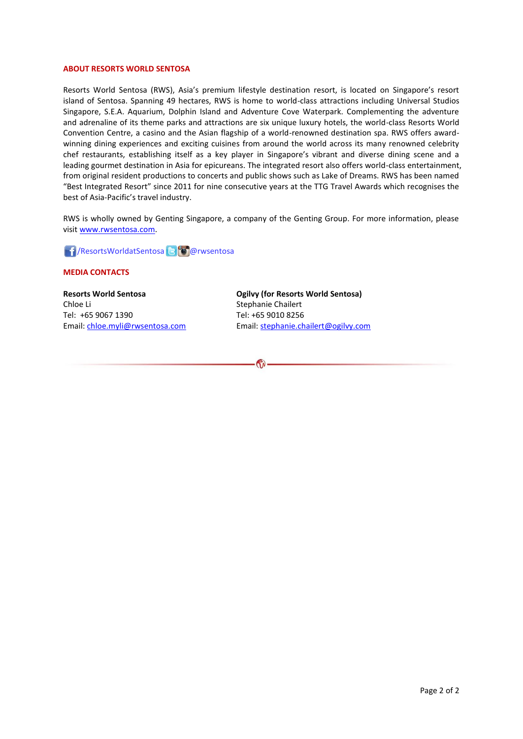## ABOUT RESORTS WORLD SENTOSA

Resorts World Sentosa (RWS), Asia's premium lifestyle destination resort, is located on Singapore's resort island of Sentosa. Spanning 49 hectares, RWS is home to world-class attractions including Universal Studios Singapore, S.E.A. Aquarium, Dolphin Island and Adventure Cove Waterpark. Complementing the adventure and adrenaline of its theme parks and attractions are six unique luxury hotels, the world-class Resorts World Convention Centre, a casino and the Asian flagship of a world-renowned destination spa. RWS offers award-winning dining experiences and exciting cuisines from around the world across its many renowned celebrity chef restaurants, establishing itself as a key player in Singapore's vibrant and diverse dining scene and a leading gourmet destination in Asia for epicureans. The integrated resort also offers world-class entertainment, from original resident productions to concerts and public shows such as Lake of Dreams. RWS has been named "Best Integrated Resort" since 2011 for nine consecutive years at the TTG Travel Awards which recognises the best of Asia-Pacific's travel industry.

RWS is wholly owned by Genting Singapore, a company of the Genting Group. For more information, please visit www.rwsentosa.com.

/ResortsWorldatSentosa @rwsentosa

## MEDIA CONTACTS

**Resorts World Sentosa**
Chloe Li
Tel: +65 9067 1390
Email: chloe.myli@rwsentosa.com

**Ogilvy (for Resorts World Sentosa)**
Stephanie Chailert
Tel: +65 9010 8256
Email: stephanie.chailert@ogilvy.com